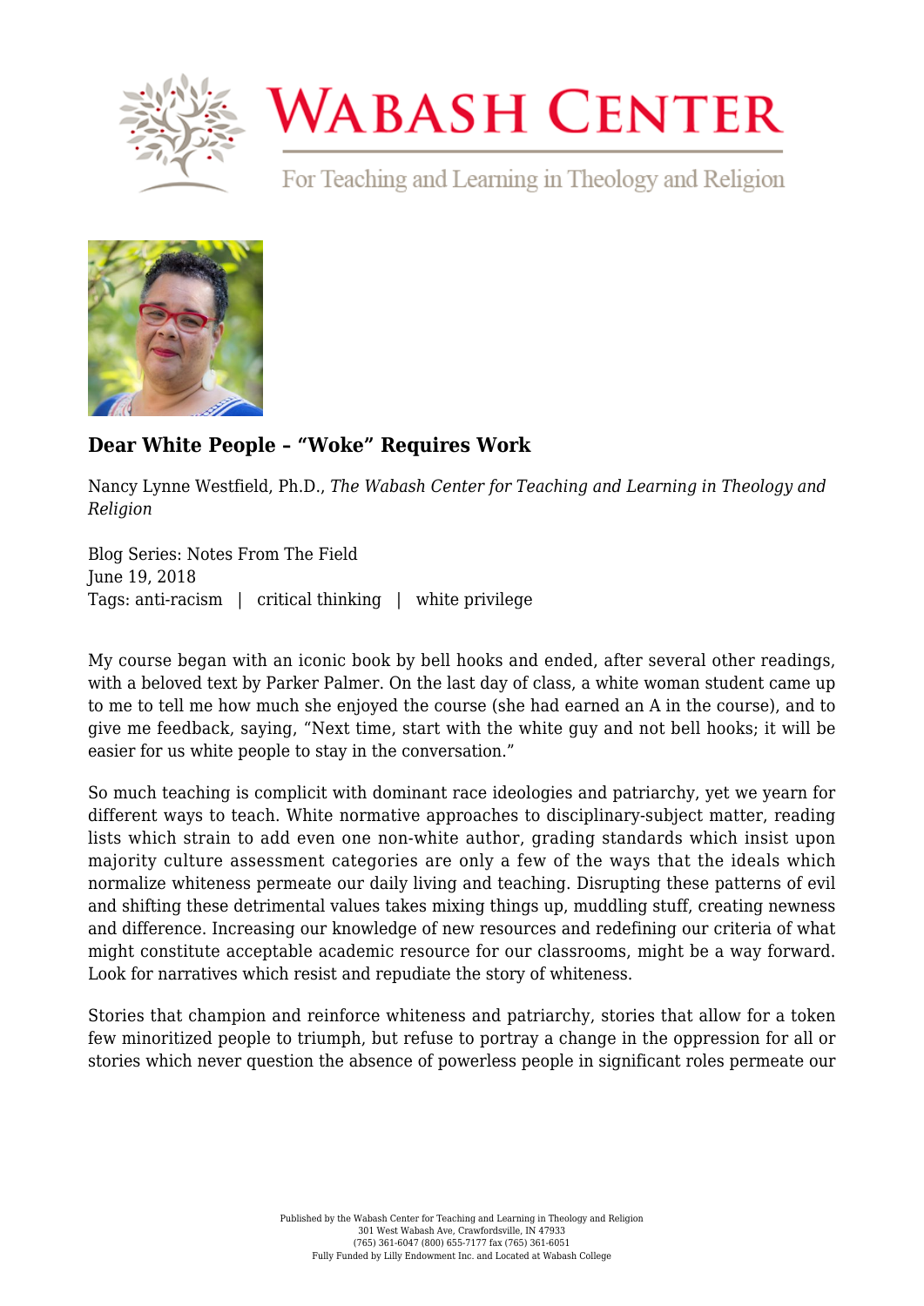# Dear White People – "Woke" Requires Work

Nancy Lynne Westfield, Ph.D., *The Wabash Center for Teaching and Learning in Theology and Religion*

Blog Series: Notes From The Field
June 19, 2018
Tags: anti-racism | critical thinking | white privilege

My course began with an iconic book by bell hooks and ended, after several other readings, with a beloved text by Parker Palmer. On the last day of class, a white woman student came up to me to tell me how much she enjoyed the course (she had earned an A in the course), and to give me feedback, saying, "Next time, start with the white guy and not bell hooks; it will be easier for us white people to stay in the conversation."

So much teaching is complicit with dominant race ideologies and patriarchy, yet we yearn for different ways to teach. White normative approaches to disciplinary-subject matter, reading lists which strain to add even one non-white author, grading standards which insist upon majority culture assessment categories are only a few of the ways that the ideals which normalize whiteness permeate our daily living and teaching. Disrupting these patterns of evil and shifting these detrimental values takes mixing things up, muddling stuff, creating newness and difference. Increasing our knowledge of new resources and redefining our criteria of what might constitute acceptable academic resource for our classrooms, might be a way forward. Look for narratives which resist and repudiate the story of whiteness.

Stories that champion and reinforce whiteness and patriarchy, stories that allow for a token few minoritized people to triumph, but refuse to portray a change in the oppression for all or stories which never question the absence of powerless people in significant roles permeate our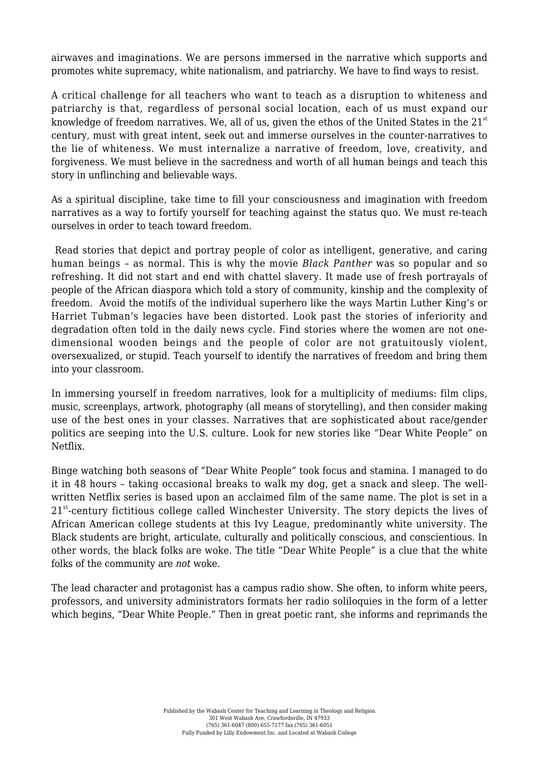airwaves and imaginations. We are persons immersed in the narrative which supports and promotes white supremacy, white nationalism, and patriarchy. We have to find ways to resist.

A critical challenge for all teachers who want to teach as a disruption to whiteness and patriarchy is that, regardless of personal social location, each of us must expand our knowledge of freedom narratives. We, all of us, given the ethos of the United States in the 21st century, must with great intent, seek out and immerse ourselves in the counter-narratives to the lie of whiteness. We must internalize a narrative of freedom, love, creativity, and forgiveness. We must believe in the sacredness and worth of all human beings and teach this story in unflinching and believable ways.

As a spiritual discipline, take time to fill your consciousness and imagination with freedom narratives as a way to fortify yourself for teaching against the status quo. We must re-teach ourselves in order to teach toward freedom.

Read stories that depict and portray people of color as intelligent, generative, and caring human beings – as normal. This is why the movie *Black Panther* was so popular and so refreshing. It did not start and end with chattel slavery. It made use of fresh portrayals of people of the African diaspora which told a story of community, kinship and the complexity of freedom. Avoid the motifs of the individual superhero like the ways Martin Luther King's or Harriet Tubman's legacies have been distorted. Look past the stories of inferiority and degradation often told in the daily news cycle. Find stories where the women are not one-dimensional wooden beings and the people of color are not gratuitously violent, oversexualized, or stupid. Teach yourself to identify the narratives of freedom and bring them into your classroom.

In immersing yourself in freedom narratives, look for a multiplicity of mediums: film clips, music, screenplays, artwork, photography (all means of storytelling), and then consider making use of the best ones in your classes. Narratives that are sophisticated about race/gender politics are seeping into the U.S. culture. Look for new stories like "Dear White People" on Netflix.

Binge watching both seasons of "Dear White People" took focus and stamina. I managed to do it in 48 hours – taking occasional breaks to walk my dog, get a snack and sleep. The well-written Netflix series is based upon an acclaimed film of the same name. The plot is set in a 21st-century fictitious college called Winchester University. The story depicts the lives of African American college students at this Ivy League, predominantly white university. The Black students are bright, articulate, culturally and politically conscious, and conscientious. In other words, the black folks are woke. The title "Dear White People" is a clue that the white folks of the community are *not* woke.

The lead character and protagonist has a campus radio show. She often, to inform white peers, professors, and university administrators formats her radio soliloquies in the form of a letter which begins, "Dear White People." Then in great poetic rant, she informs and reprimands the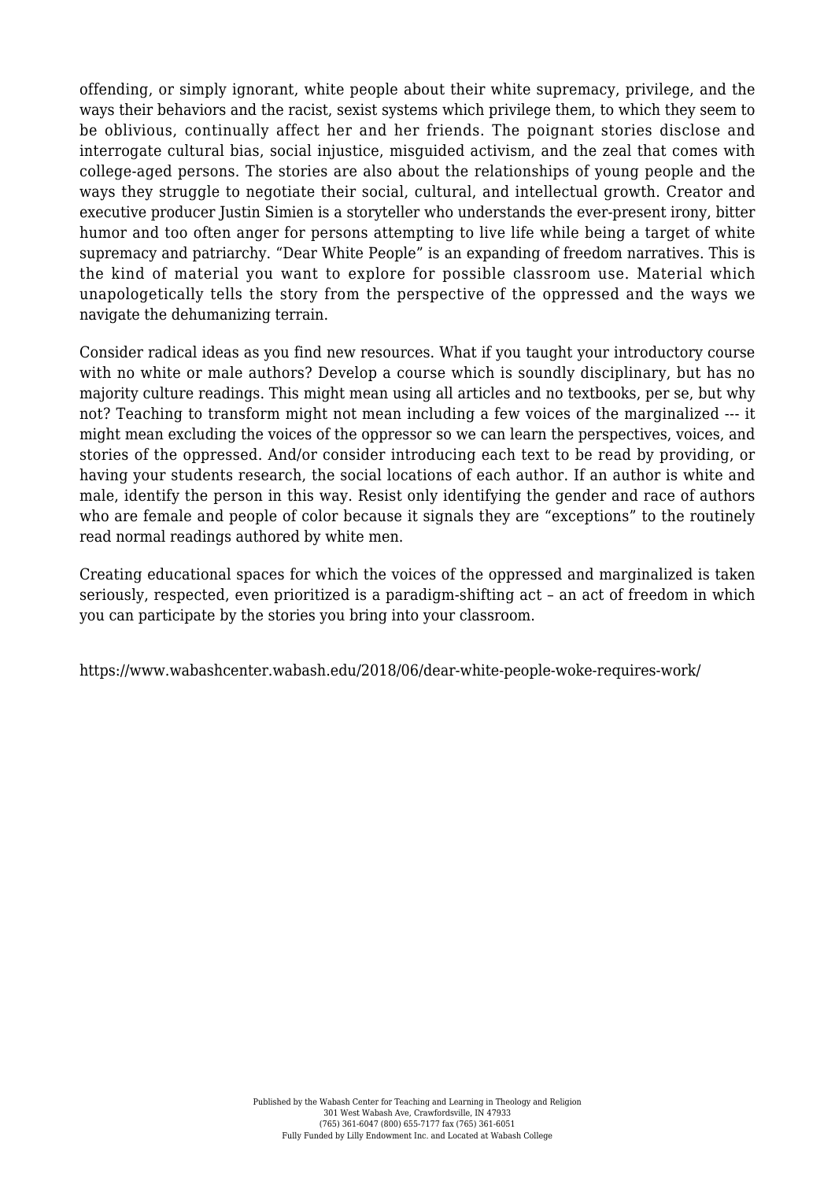offending, or simply ignorant, white people about their white supremacy, privilege, and the ways their behaviors and the racist, sexist systems which privilege them, to which they seem to be oblivious, continually affect her and her friends. The poignant stories disclose and interrogate cultural bias, social injustice, misguided activism, and the zeal that comes with college-aged persons. The stories are also about the relationships of young people and the ways they struggle to negotiate their social, cultural, and intellectual growth. Creator and executive producer Justin Simien is a storyteller who understands the ever-present irony, bitter humor and too often anger for persons attempting to live life while being a target of white supremacy and patriarchy. "Dear White People" is an expanding of freedom narratives. This is the kind of material you want to explore for possible classroom use. Material which unapologetically tells the story from the perspective of the oppressed and the ways we navigate the dehumanizing terrain.

Consider radical ideas as you find new resources. What if you taught your introductory course with no white or male authors? Develop a course which is soundly disciplinary, but has no majority culture readings. This might mean using all articles and no textbooks, per se, but why not? Teaching to transform might not mean including a few voices of the marginalized --- it might mean excluding the voices of the oppressor so we can learn the perspectives, voices, and stories of the oppressed. And/or consider introducing each text to be read by providing, or having your students research, the social locations of each author. If an author is white and male, identify the person in this way. Resist only identifying the gender and race of authors who are female and people of color because it signals they are "exceptions" to the routinely read normal readings authored by white men.

Creating educational spaces for which the voices of the oppressed and marginalized is taken seriously, respected, even prioritized is a paradigm-shifting act – an act of freedom in which you can participate by the stories you bring into your classroom.

https://www.wabashcenter.wabash.edu/2018/06/dear-white-people-woke-requires-work/